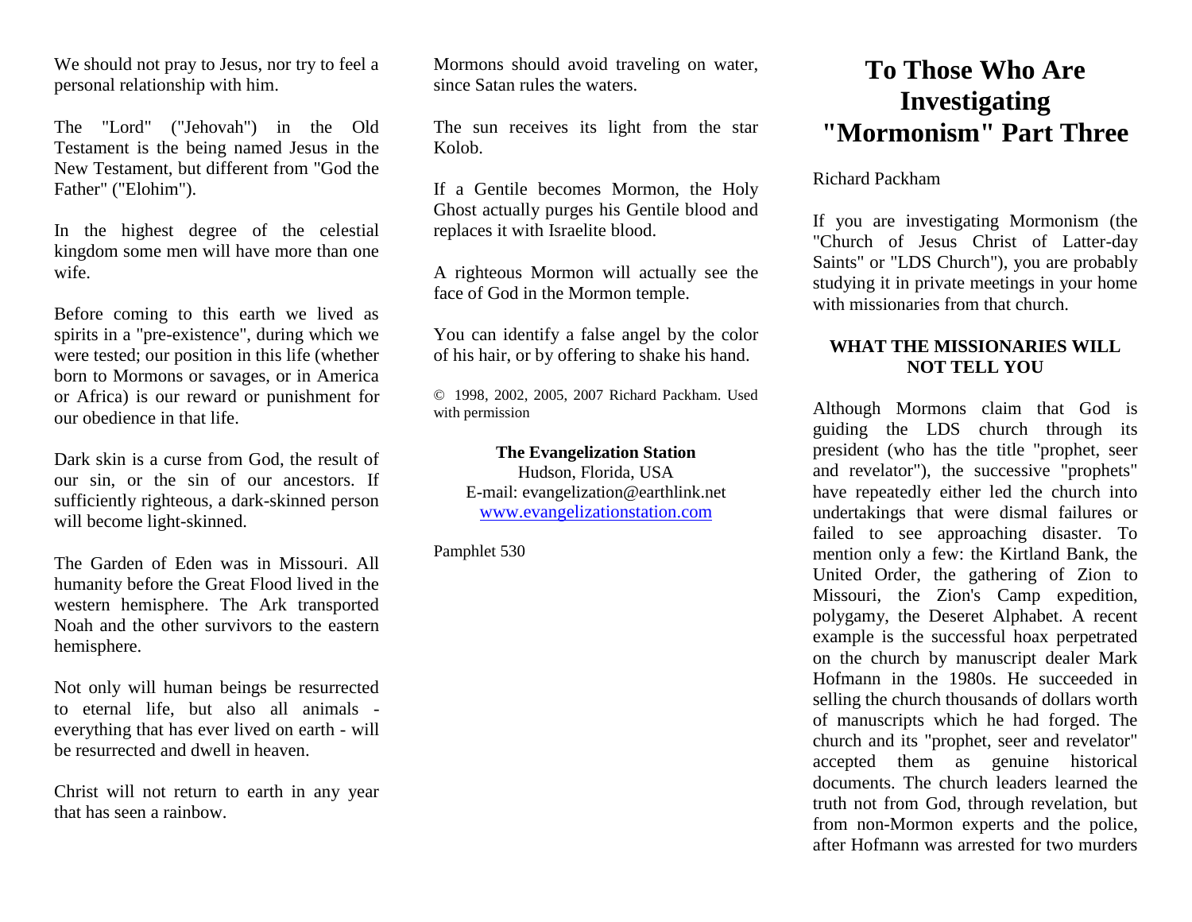We should not pray to Jesus, nor try to feel a personal relationship with him.

The "Lord" ("Jehovah") in the Old Testament is the being named Jesus in the New Testament, but different from "God the Father" ("Elohim").

In the highest degree of the celestial kingdom some men will have more than one wife.

Before coming to this earth we lived as spirits in a "pre-existence", during which we were tested; our position in this life (whether born to Mormons or savages, or in America or Africa) is our reward or punishment for our obedience in that life.

Dark skin is a curse from God, the result of our sin, or the sin of our ancestors. If sufficiently righteous, a dark-skinned person will become light-skinned.

The Garden of Eden was in Missouri. All humanity before the Great Flood lived in the western hemisphere. The Ark transported Noah and the other survivors to the eastern hemisphere.

Not only will human beings be resurrected to eternal life, but also all animals - everything that has ever lived on earth - will be resurrected and dwell in heaven.

Christ will not return to earth in any year that has seen a rainbow.

Mormons should avoid traveling on water, since Satan rules the waters.

The sun receives its light from the star Kolob.

If a Gentile becomes Mormon, the Holy Ghost actually purges his Gentile blood and replaces it with Israelite blood.

A righteous Mormon will actually see the face of God in the Mormon temple.

You can identify a false angel by the color of his hair, or by offering to shake his hand.

© 1998, 2002, 2005, 2007 Richard Packham. Used with permission

**The Evangelization Station**
Hudson, Florida, USA
E-mail: evangelization@earthlink.net
www.evangelizationstation.com

Pamphlet 530

# To Those Who Are Investigating "Mormonism" Part Three

Richard Packham

If you are investigating Mormonism (the "Church of Jesus Christ of Latter-day Saints" or "LDS Church"), you are probably studying it in private meetings in your home with missionaries from that church.

### WHAT THE MISSIONARIES WILL NOT TELL YOU

Although Mormons claim that God is guiding the LDS church through its president (who has the title "prophet, seer and revelator"), the successive "prophets" have repeatedly either led the church into undertakings that were dismal failures or failed to see approaching disaster. To mention only a few: the Kirtland Bank, the United Order, the gathering of Zion to Missouri, the Zion's Camp expedition, polygamy, the Deseret Alphabet. A recent example is the successful hoax perpetrated on the church by manuscript dealer Mark Hofmann in the 1980s. He succeeded in selling the church thousands of dollars worth of manuscripts which he had forged. The church and its "prophet, seer and revelator" accepted them as genuine historical documents. The church leaders learned the truth not from God, through revelation, but from non-Mormon experts and the police, after Hofmann was arrested for two murders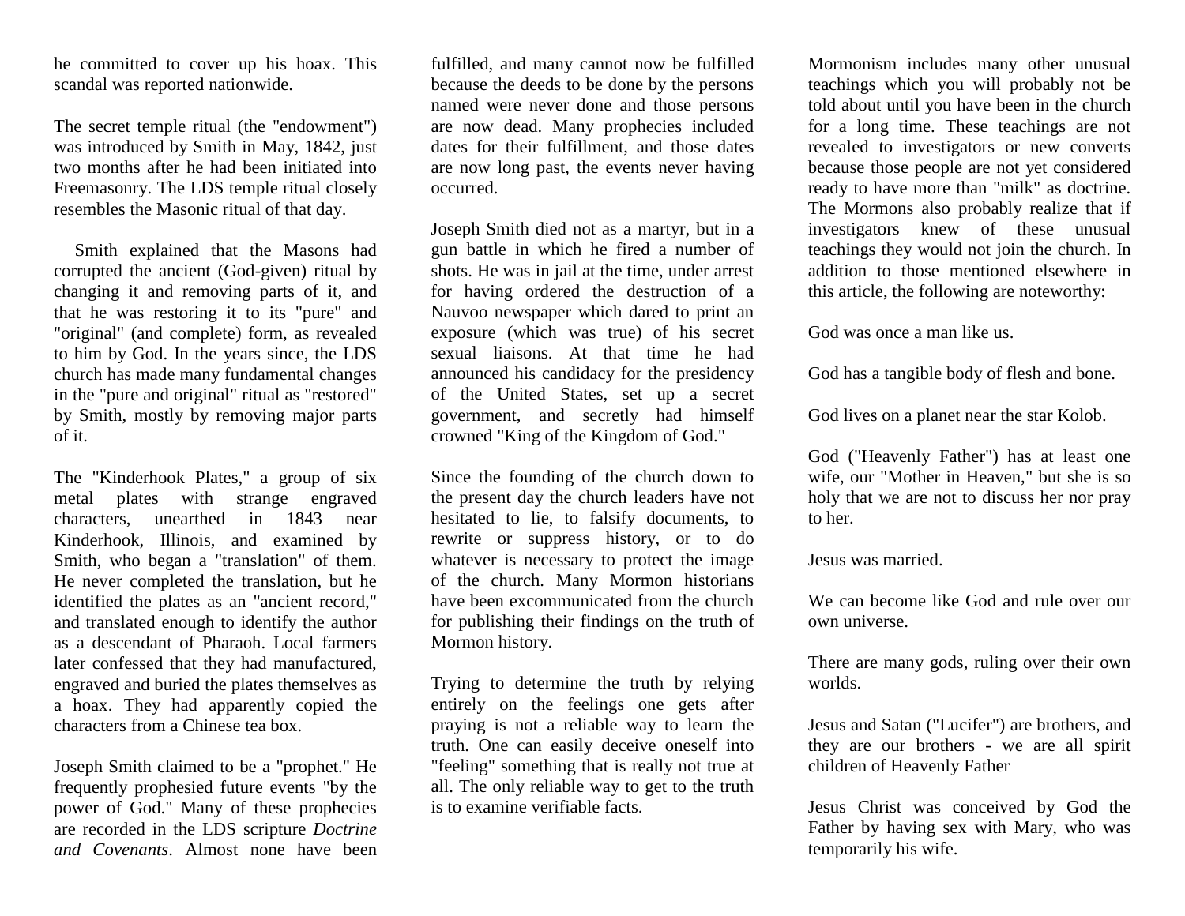he committed to cover up his hoax. This scandal was reported nationwide.

The secret temple ritual (the "endowment") was introduced by Smith in May, 1842, just two months after he had been initiated into Freemasonry. The LDS temple ritual closely resembles the Masonic ritual of that day.

Smith explained that the Masons had corrupted the ancient (God-given) ritual by changing it and removing parts of it, and that he was restoring it to its "pure" and "original" (and complete) form, as revealed to him by God. In the years since, the LDS church has made many fundamental changes in the "pure and original" ritual as "restored" by Smith, mostly by removing major parts of it.

The "Kinderhook Plates," a group of six metal plates with strange engraved characters, unearthed in 1843 near Kinderhook, Illinois, and examined by Smith, who began a "translation" of them. He never completed the translation, but he identified the plates as an "ancient record," and translated enough to identify the author as a descendant of Pharaoh. Local farmers later confessed that they had manufactured, engraved and buried the plates themselves as a hoax. They had apparently copied the characters from a Chinese tea box.

Joseph Smith claimed to be a "prophet." He frequently prophesied future events "by the power of God." Many of these prophecies are recorded in the LDS scripture *Doctrine and Covenants*. Almost none have been fulfilled, and many cannot now be fulfilled because the deeds to be done by the persons named were never done and those persons are now dead. Many prophecies included dates for their fulfillment, and those dates are now long past, the events never having occurred.

Joseph Smith died not as a martyr, but in a gun battle in which he fired a number of shots. He was in jail at the time, under arrest for having ordered the destruction of a Nauvoo newspaper which dared to print an exposure (which was true) of his secret sexual liaisons. At that time he had announced his candidacy for the presidency of the United States, set up a secret government, and secretly had himself crowned "King of the Kingdom of God."

Since the founding of the church down to the present day the church leaders have not hesitated to lie, to falsify documents, to rewrite or suppress history, or to do whatever is necessary to protect the image of the church. Many Mormon historians have been excommunicated from the church for publishing their findings on the truth of Mormon history.

Trying to determine the truth by relying entirely on the feelings one gets after praying is not a reliable way to learn the truth. One can easily deceive oneself into "feeling" something that is really not true at all. The only reliable way to get to the truth is to examine verifiable facts.

Mormonism includes many other unusual teachings which you will probably not be told about until you have been in the church for a long time. These teachings are not revealed to investigators or new converts because those people are not yet considered ready to have more than "milk" as doctrine. The Mormons also probably realize that if investigators knew of these unusual teachings they would not join the church. In addition to those mentioned elsewhere in this article, the following are noteworthy:

God was once a man like us.

God has a tangible body of flesh and bone.

God lives on a planet near the star Kolob.

God ("Heavenly Father") has at least one wife, our "Mother in Heaven," but she is so holy that we are not to discuss her nor pray to her.

Jesus was married.

We can become like God and rule over our own universe.

There are many gods, ruling over their own worlds.

Jesus and Satan ("Lucifer") are brothers, and they are our brothers - we are all spirit children of Heavenly Father

Jesus Christ was conceived by God the Father by having sex with Mary, who was temporarily his wife.